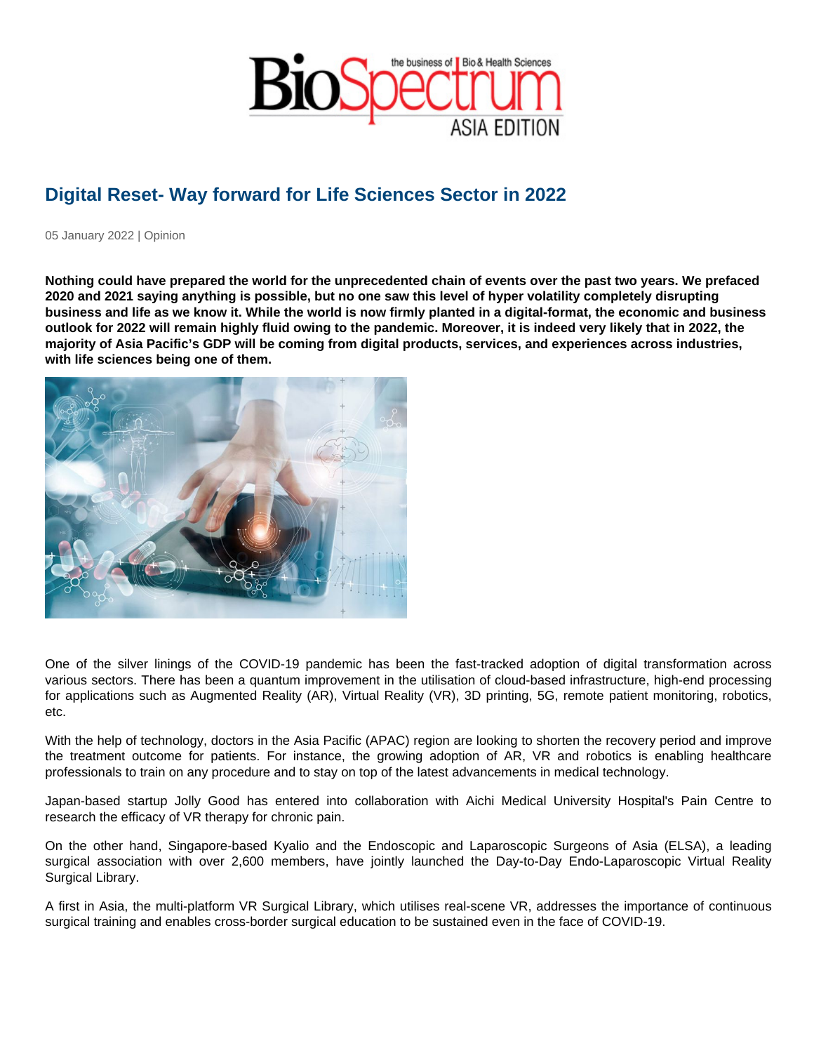# Digital Reset- Way forward for Life Sciences Sector in 2022

05 January 2022 | Opinion

**Nothing could have prepared the world for the unprecedented chain of events over the past two years. We prefaced 2020 and 2021 saying anything is possible, but no one saw this level of hyper volatility completely disrupting business and life as we know it. While the world is now firmly planted in a digital-format, the economic and business outlook for 2022 will remain highly fluid owing to the pandemic. Moreover, it is indeed very likely that in 2022, the majority of Asia Pacific's GDP will be coming from digital products, services, and experiences across industries, with life sciences being one of them.**

One of the silver linings of the COVID-19 pandemic has been the fast-tracked adoption of digital transformation across various sectors. There has been a quantum improvement in the utilisation of cloud-based infrastructure, high-end processing for applications such as Augmented Reality (AR), Virtual Reality (VR), 3D printing, 5G, remote patient monitoring, robotics, etc.

With the help of technology, doctors in the Asia Pacific (APAC) region are looking to shorten the recovery period and improve the treatment outcome for patients. For instance, the growing adoption of AR, VR and robotics is enabling healthcare professionals to train on any procedure and to stay on top of the latest advancements in medical technology.

Japan-based startup Jolly Good has entered into collaboration with Aichi Medical University Hospital's Pain Centre to research the efficacy of VR therapy for chronic pain.

On the other hand, Singapore-based Kyalio and the Endoscopic and Laparoscopic Surgeons of Asia (ELSA), a leading surgical association with over 2,600 members, have jointly launched the Day-to-Day Endo-Laparoscopic Virtual Reality Surgical Library.

A first in Asia, the multi-platform VR Surgical Library, which utilises real-scene VR, addresses the importance of continuous surgical training and enables cross-border surgical education to be sustained even in the face of COVID-19.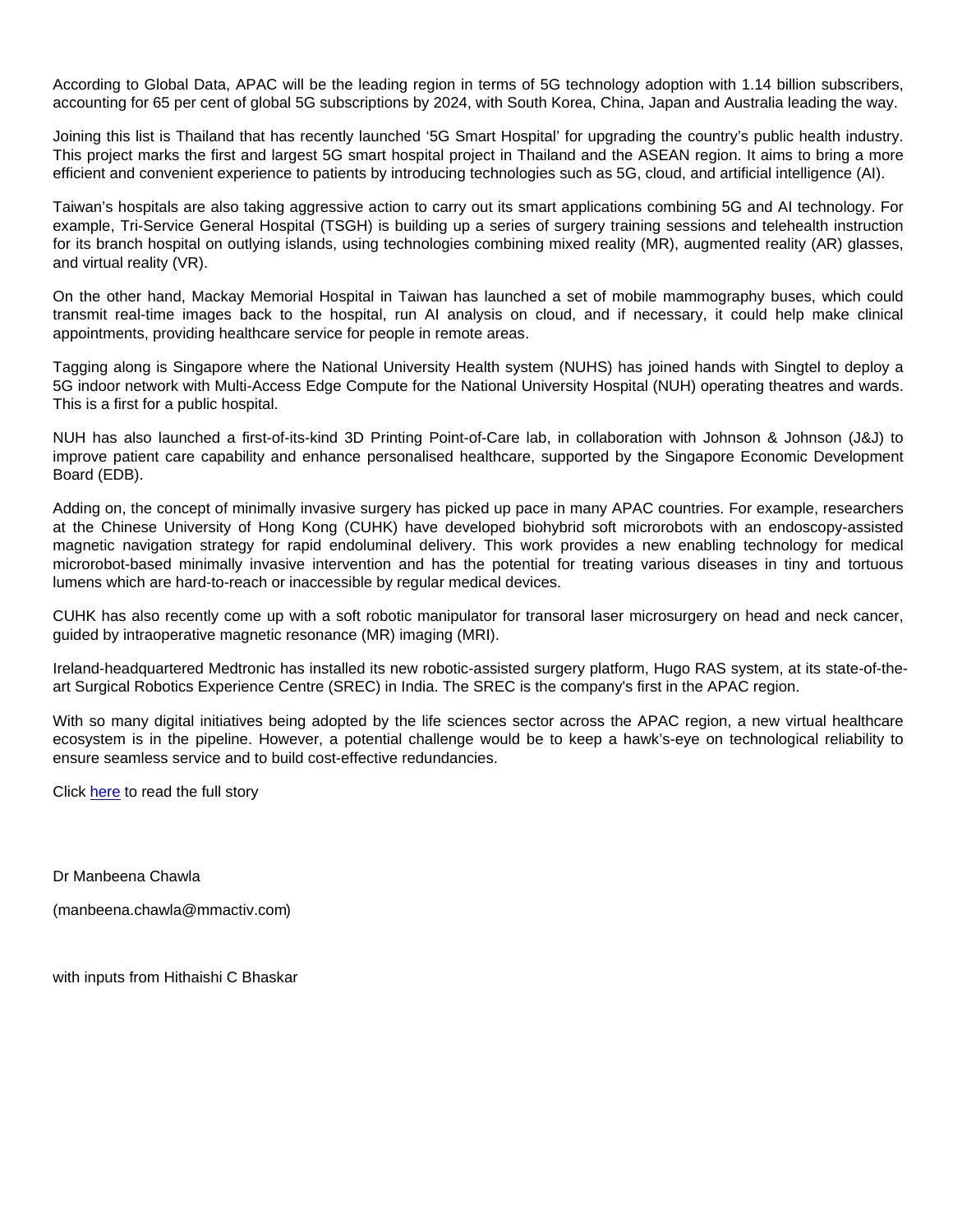According to Global Data, APAC will be the leading region in terms of 5G technology adoption with 1.14 billion subscribers, accounting for 65 per cent of global 5G subscriptions by 2024, with South Korea, China, Japan and Australia leading the way.

Joining this list is Thailand that has recently launched '5G Smart Hospital' for upgrading the country's public health industry. This project marks the first and largest 5G smart hospital project in Thailand and the ASEAN region. It aims to bring a more efficient and convenient experience to patients by introducing technologies such as 5G, cloud, and artificial intelligence (AI).

Taiwan's hospitals are also taking aggressive action to carry out its smart applications combining 5G and AI technology. For example, Tri-Service General Hospital (TSGH) is building up a series of surgery training sessions and telehealth instruction for its branch hospital on outlying islands, using technologies combining mixed reality (MR), augmented reality (AR) glasses, and virtual reality (VR).

On the other hand, Mackay Memorial Hospital in Taiwan has launched a set of mobile mammography buses, which could transmit real-time images back to the hospital, run AI analysis on cloud, and if necessary, it could help make clinical appointments, providing healthcare service for people in remote areas.

Tagging along is Singapore where the National University Health system (NUHS) has joined hands with Singtel to deploy a 5G indoor network with Multi-Access Edge Compute for the National University Hospital (NUH) operating theatres and wards. This is a first for a public hospital.

NUH has also launched a first-of-its-kind 3D Printing Point-of-Care lab, in collaboration with Johnson & Johnson (J&J) to improve patient care capability and enhance personalised healthcare, supported by the Singapore Economic Development Board (EDB).

Adding on, the concept of minimally invasive surgery has picked up pace in many APAC countries. For example, researchers at the Chinese University of Hong Kong (CUHK) have developed biohybrid soft microrobots with an endoscopy-assisted magnetic navigation strategy for rapid endoluminal delivery. This work provides a new enabling technology for medical microrobot-based minimally invasive intervention and has the potential for treating various diseases in tiny and tortuous lumens which are hard-to-reach or inaccessible by regular medical devices.

CUHK has also recently come up with a soft robotic manipulator for transoral laser microsurgery on head and neck cancer, guided by intraoperative magnetic resonance (MR) imaging (MRI).

Ireland-headquartered Medtronic has installed its new robotic-assisted surgery platform, Hugo RAS system, at its state-of-the-art Surgical Robotics Experience Centre (SREC) in India. The SREC is the company's first in the APAC region.

With so many digital initiatives being adopted by the life sciences sector across the APAC region, a new virtual healthcare ecosystem is in the pipeline. However, a potential challenge would be to keep a hawk's-eye on technological reliability to ensure seamless service and to build cost-effective redundancies.

Click here to read the full story

Dr Manbeena Chawla

(manbeena.chawla@mmactiv.com)

with inputs from Hithaishi C Bhaskar